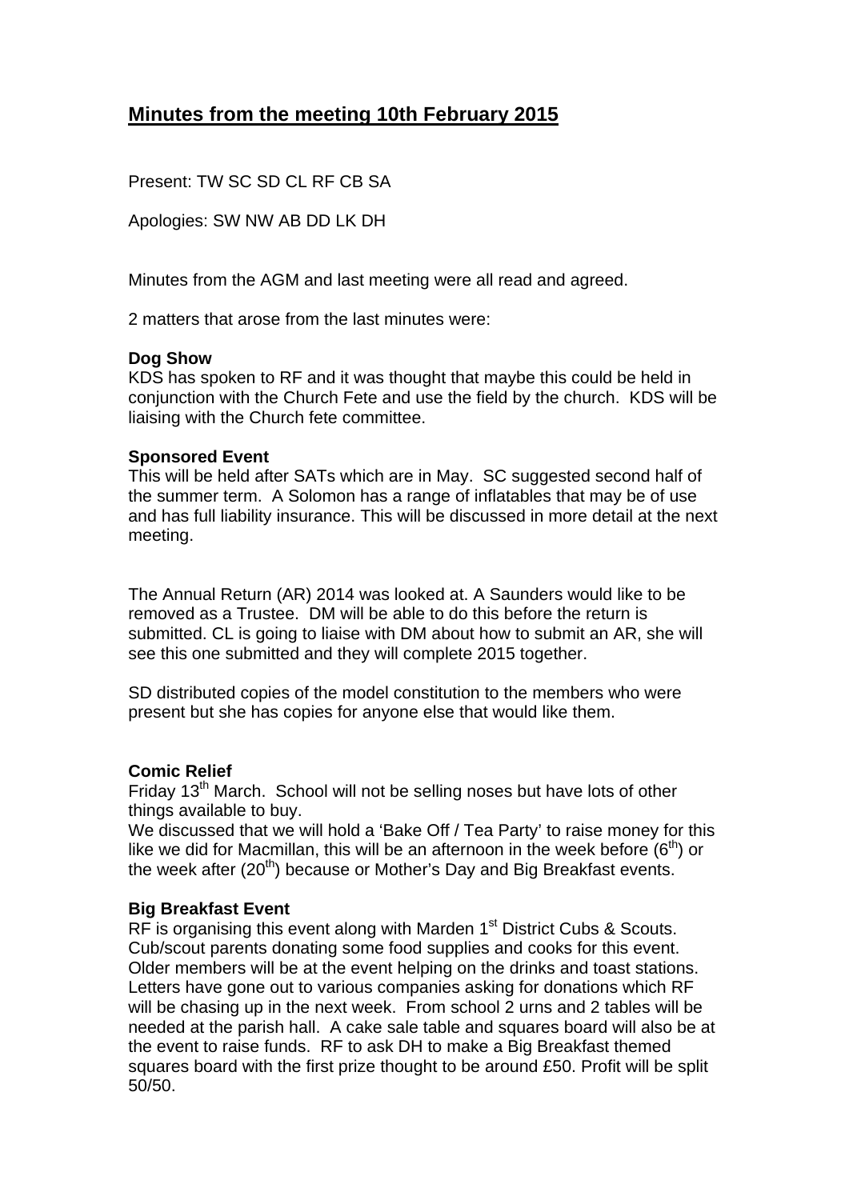# Minutes from the meeting 10th February 2015

Present: TW SC SD CL RF CB SA

Apologies: SW NW AB DD LK DH

Minutes from the AGM and last meeting were all read and agreed.

2 matters that arose from the last minutes were:

**Dog Show**
KDS has spoken to RF and it was thought that maybe this could be held in conjunction with the Church Fete and use the field by the church. KDS will be liaising with the Church fete committee.

**Sponsored Event**
This will be held after SATs which are in May. SC suggested second half of the summer term. A Solomon has a range of inflatables that may be of use and has full liability insurance. This will be discussed in more detail at the next meeting.

The Annual Return (AR) 2014 was looked at. A Saunders would like to be removed as a Trustee. DM will be able to do this before the return is submitted. CL is going to liaise with DM about how to submit an AR, she will see this one submitted and they will complete 2015 together.

SD distributed copies of the model constitution to the members who were present but she has copies for anyone else that would like them.

**Comic Relief**
Friday 13th March. School will not be selling noses but have lots of other things available to buy.
We discussed that we will hold a 'Bake Off / Tea Party' to raise money for this like we did for Macmillan, this will be an afternoon in the week before (6th) or the week after (20th) because or Mother's Day and Big Breakfast events.

**Big Breakfast Event**
RF is organising this event along with Marden 1st District Cubs & Scouts. Cub/scout parents donating some food supplies and cooks for this event. Older members will be at the event helping on the drinks and toast stations. Letters have gone out to various companies asking for donations which RF will be chasing up in the next week. From school 2 urns and 2 tables will be needed at the parish hall. A cake sale table and squares board will also be at the event to raise funds. RF to ask DH to make a Big Breakfast themed squares board with the first prize thought to be around £50. Profit will be split 50/50.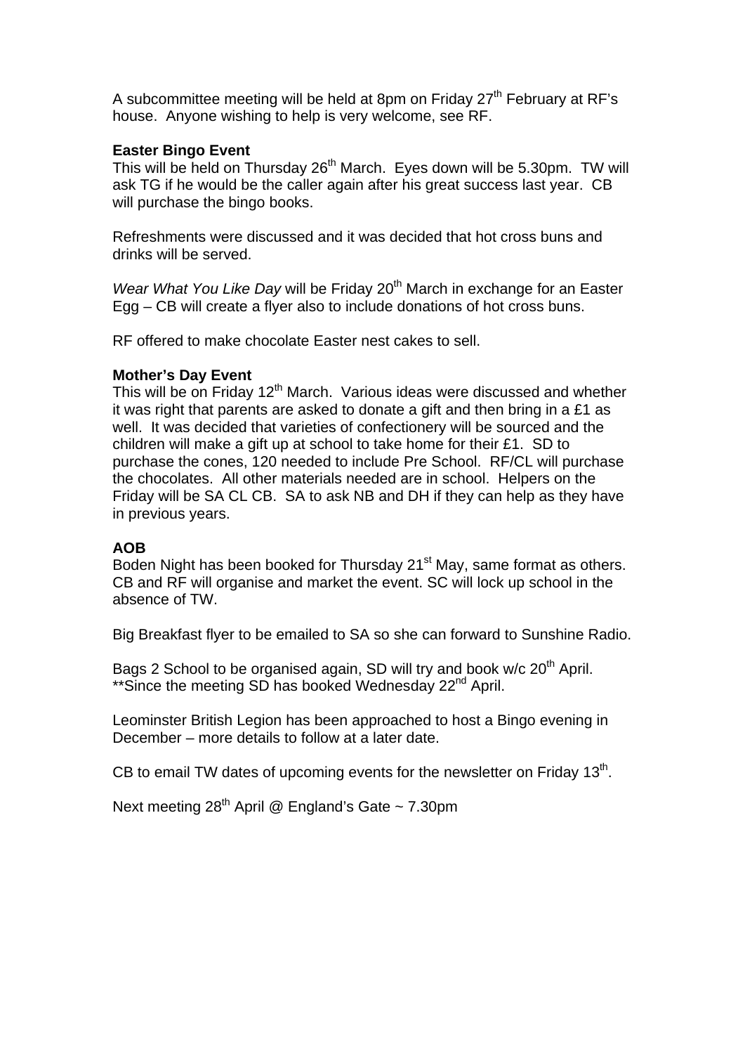A subcommittee meeting will be held at 8pm on Friday 27th February at RF's house. Anyone wishing to help is very welcome, see RF.

**Easter Bingo Event**

This will be held on Thursday 26th March. Eyes down will be 5.30pm. TW will ask TG if he would be the caller again after his great success last year. CB will purchase the bingo books.

Refreshments were discussed and it was decided that hot cross buns and drinks will be served.

*Wear What You Like Day* will be Friday 20th March in exchange for an Easter Egg – CB will create a flyer also to include donations of hot cross buns.

RF offered to make chocolate Easter nest cakes to sell.

**Mother's Day Event**

This will be on Friday 12th March. Various ideas were discussed and whether it was right that parents are asked to donate a gift and then bring in a £1 as well. It was decided that varieties of confectionery will be sourced and the children will make a gift up at school to take home for their £1. SD to purchase the cones, 120 needed to include Pre School. RF/CL will purchase the chocolates. All other materials needed are in school. Helpers on the Friday will be SA CL CB. SA to ask NB and DH if they can help as they have in previous years.

**AOB**

Boden Night has been booked for Thursday 21st May, same format as others. CB and RF will organise and market the event. SC will lock up school in the absence of TW.

Big Breakfast flyer to be emailed to SA so she can forward to Sunshine Radio.

Bags 2 School to be organised again, SD will try and book w/c 20th April.
**Since the meeting SD has booked Wednesday 22nd April.

Leominster British Legion has been approached to host a Bingo evening in December – more details to follow at a later date.

CB to email TW dates of upcoming events for the newsletter on Friday 13th.

Next meeting 28th April @ England's Gate ~ 7.30pm